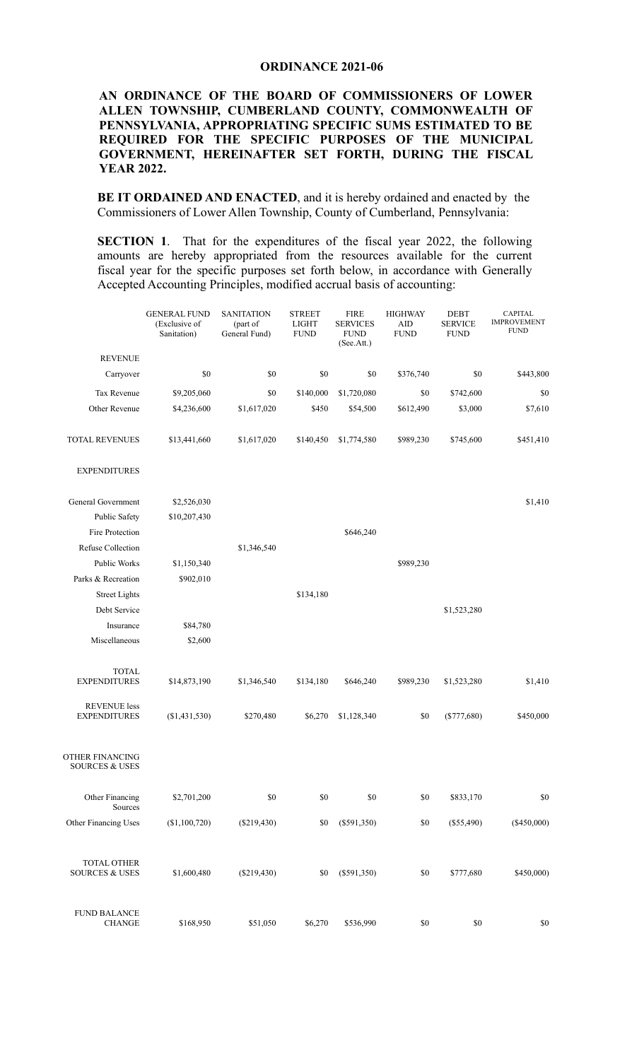# ORDINANCE 2021-06

**AN ORDINANCE OF THE BOARD OF COMMISSIONERS OF LOWER ALLEN TOWNSHIP, CUMBERLAND COUNTY, COMMONWEALTH OF PENNSYLVANIA, APPROPRIATING SPECIFIC SUMS ESTIMATED TO BE REQUIRED FOR THE SPECIFIC PURPOSES OF THE MUNICIPAL GOVERNMENT, HEREINAFTER SET FORTH, DURING THE FISCAL YEAR 2022.**

**BE IT ORDAINED AND ENACTED**, and it is hereby ordained and enacted by the Commissioners of Lower Allen Township, County of Cumberland, Pennsylvania:

**SECTION 1**. That for the expenditures of the fiscal year 2022, the following amounts are hereby appropriated from the resources available for the current fiscal year for the specific purposes set forth below, in accordance with Generally Accepted Accounting Principles, modified accrual basis of accounting:

| | GENERAL FUND (Exclusive of Sanitation) | SANITATION (part of General Fund) | STREET LIGHT FUND | FIRE SERVICES FUND (See.Att.) | HIGHWAY AID FUND | DEBT SERVICE FUND | CAPITAL IMPROVEMENT FUND |
|---|---|---|---|---|---|---|---|
| REVENUE | | | | | | | |
| Carryover | $0 | $0 | $0 | $0 | $376,740 | $0 | $443,800 |
| Tax Revenue | $9,205,060 | $0 | $140,000 | $1,720,080 | $0 | $742,600 | $0 |
| Other Revenue | $4,236,600 | $1,617,020 | $450 | $54,500 | $612,490 | $3,000 | $7,610 |
| TOTAL REVENUES | $13,441,660 | $1,617,020 | $140,450 | $1,774,580 | $989,230 | $745,600 | $451,410 |
| EXPENDITURES | | | | | | | |
| General Government | $2,526,030 | | | | | | $1,410 |
| Public Safety | $10,207,430 | | | | | | |
| Fire Protection | | | | $646,240 | | | |
| Refuse Collection | | $1,346,540 | | | | | |
| Public Works | $1,150,340 | | | | $989,230 | | |
| Parks & Recreation | $902,010 | | | | | | |
| Street Lights | | | $134,180 | | | | |
| Debt Service | | | | | | $1,523,280 | |
| Insurance | $84,780 | | | | | | |
| Miscellaneous | $2,600 | | | | | | |
| TOTAL EXPENDITURES | $14,873,190 | $1,346,540 | $134,180 | $646,240 | $989,230 | $1,523,280 | $1,410 |
| REVENUE less EXPENDITURES | ($1,431,530) | $270,480 | $6,270 | $1,128,340 | $0 | ($777,680) | $450,000 |
| OTHER FINANCING SOURCES & USES | | | | | | | |
| Other Financing Sources | $2,701,200 | $0 | $0 | $0 | $0 | $833,170 | $0 |
| Other Financing Uses | ($1,100,720) | ($219,430) | $0 | ($591,350) | $0 | ($55,490) | ($450,000) |
| TOTAL OTHER SOURCES & USES | $1,600,480 | ($219,430) | $0 | ($591,350) | $0 | $777,680 | $450,000) |
| FUND BALANCE CHANGE | $168,950 | $51,050 | $6,270 | $536,990 | $0 | $0 | $0 |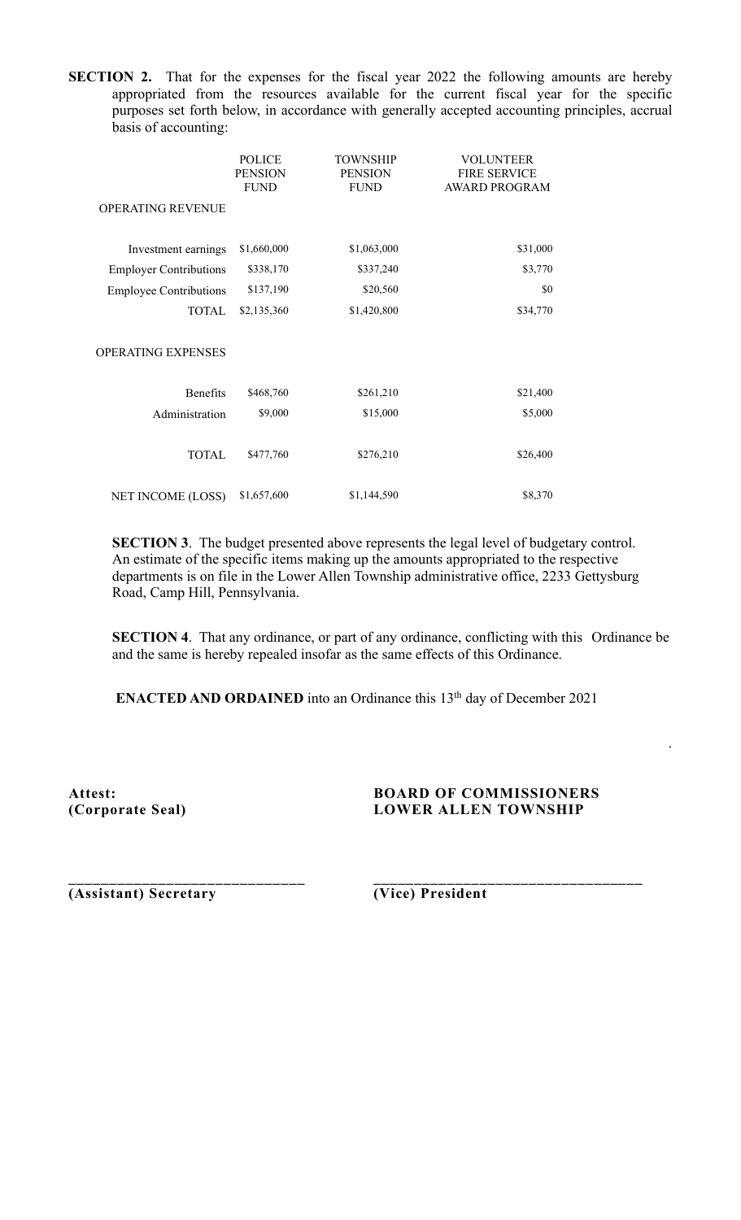**SECTION 2.** That for the expenses for the fiscal year 2022 the following amounts are hereby appropriated from the resources available for the current fiscal year for the specific purposes set forth below, in accordance with generally accepted accounting principles, accrual basis of accounting:

| | POLICE PENSION FUND | TOWNSHIP PENSION FUND | VOLUNTEER FIRE SERVICE AWARD PROGRAM |
|---|---|---|---|
| OPERATING REVENUE | | | |
| Investment earnings | $1,660,000 | $1,063,000 | $31,000 |
| Employer Contributions | $338,170 | $337,240 | $3,770 |
| Employee Contributions | $137,190 | $20,560 | $0 |
| TOTAL | $2,135,360 | $1,420,800 | $34,770 |
| OPERATING EXPENSES | | | |
| Benefits | $468,760 | $261,210 | $21,400 |
| Administration | $9,000 | $15,000 | $5,000 |
| TOTAL | $477,760 | $276,210 | $26,400 |
| NET INCOME (LOSS) | $1,657,600 | $1,144,590 | $8,370 |

**SECTION 3**. The budget presented above represents the legal level of budgetary control. An estimate of the specific items making up the amounts appropriated to the respective departments is on file in the Lower Allen Township administrative office, 2233 Gettysburg Road, Camp Hill, Pennsylvania.

**SECTION 4**. That any ordinance, or part of any ordinance, conflicting with this Ordinance be and the same is hereby repealed insofar as the same effects of this Ordinance.

**ENACTED AND ORDAINED** into an Ordinance this 13th day of December 2021

**Attest:**
**(Corporate Seal)**

**BOARD OF COMMISSIONERS**
**LOWER ALLEN TOWNSHIP**

_____________________________
**(Assistant) Secretary**

_________________________________
**(Vice) President**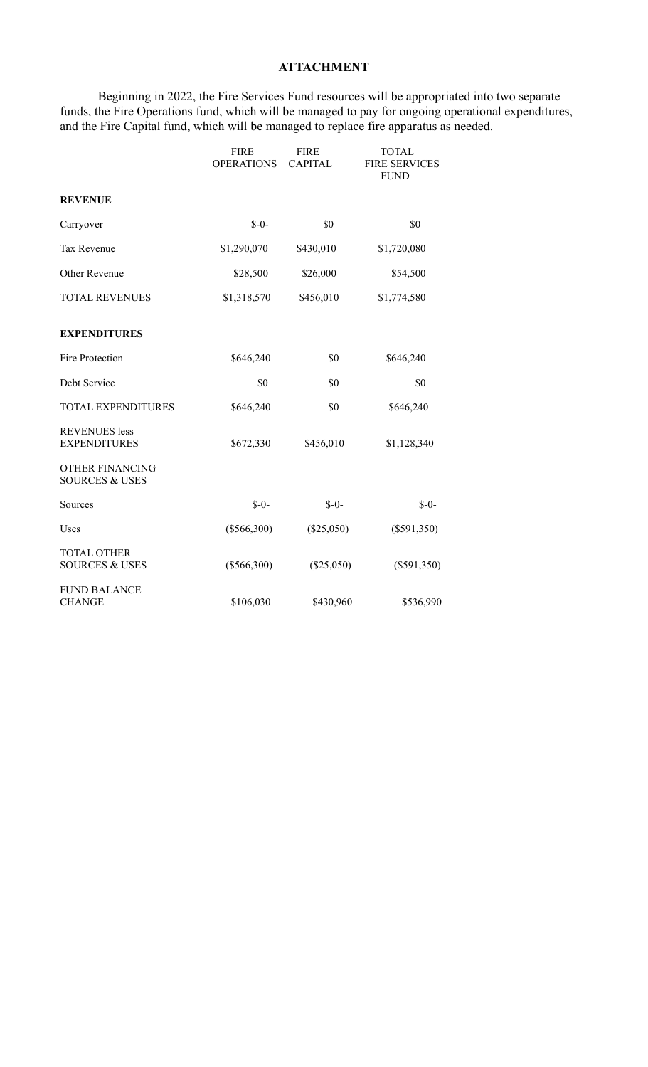# ATTACHMENT

Beginning in 2022, the Fire Services Fund resources will be appropriated into two separate funds, the Fire Operations fund, which will be managed to pay for ongoing operational expenditures, and the Fire Capital fund, which will be managed to replace fire apparatus as needed.

| | FIRE OPERATIONS | FIRE CAPITAL | TOTAL FIRE SERVICES FUND |
|---|---|---|---|
| **REVENUE** | | | |
| Carryover | $-0- | $0 | $0 |
| Tax Revenue | $1,290,070 | $430,010 | $1,720,080 |
| Other Revenue | $28,500 | $26,000 | $54,500 |
| TOTAL REVENUES | $1,318,570 | $456,010 | $1,774,580 |
| **EXPENDITURES** | | | |
| Fire Protection | $646,240 | $0 | $646,240 |
| Debt Service | $0 | $0 | $0 |
| TOTAL EXPENDITURES | $646,240 | $0 | $646,240 |
| REVENUES less EXPENDITURES | $672,330 | $456,010 | $1,128,340 |
| OTHER FINANCING SOURCES & USES | | | |
| Sources | $-0- | $-0- | $-0- |
| Uses | ($566,300) | ($25,050) | ($591,350) |
| TOTAL OTHER SOURCES & USES | ($566,300) | ($25,050) | ($591,350) |
| FUND BALANCE CHANGE | $106,030 | $430,960 | $536,990 |